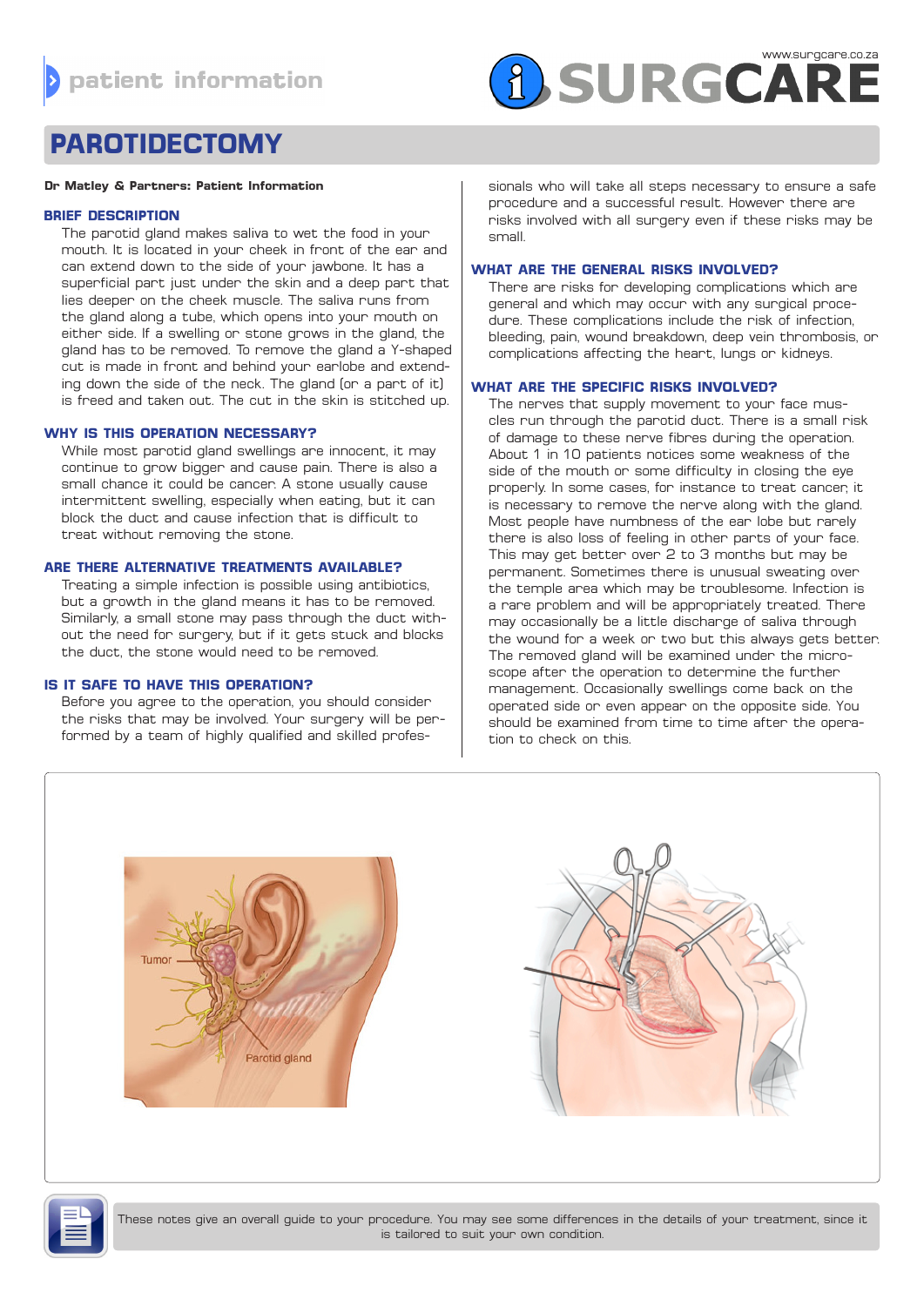patient information

www.surgcare.co.za

SURGCARE

# PARODITECTOMY

**Dr Matley & Partners: Patient Information**

## BRIEF DESCRIPTION

The parotid gland makes saliva to wet the food in your mouth. It is located in your cheek in front of the ear and can extend down to the side of your jawbone. It has a superficial part just under the skin and a deep part that lies deeper on the cheek muscle. The saliva runs from the gland along a tube, which opens into your mouth on either side. If a swelling or stone grows in the gland, the gland has to be removed. To remove the gland a Y-shaped cut is made in front and behind your earlobe and extending down the side of the neck. The gland (or a part of it) is freed and taken out. The cut in the skin is stitched up.

## WHY IS THIS OPERATION NECESSARY?

While most parotid gland swellings are innocent, it may continue to grow bigger and cause pain. There is also a small chance it could be cancer. A stone usually cause intermittent swelling, especially when eating, but it can block the duct and cause infection that is difficult to treat without removing the stone.

## ARE THERE ALTERNATIVE TREATMENTS AVAILABLE?

Treating a simple infection is possible using antibiotics, but a growth in the gland means it has to be removed. Similarly, a small stone may pass through the duct without the need for surgery, but if it gets stuck and blocks the duct, the stone would need to be removed.

## IS IT SAFE TO HAVE THIS OPERATION?

Before you agree to the operation, you should consider the risks that may be involved. Your surgery will be performed by a team of highly qualified and skilled professionals who will take all steps necessary to ensure a safe procedure and a successful result. However there are risks involved with all surgery even if these risks may be small.

## WHAT ARE THE GENERAL RISKS INVOLVED?

There are risks for developing complications which are general and which may occur with any surgical procedure. These complications include the risk of infection, bleeding, pain, wound breakdown, deep vein thrombosis, or complications affecting the heart, lungs or kidneys.

## WHAT ARE THE SPECIFIC RISKS INVOLVED?

The nerves that supply movement to your face muscles run through the parotid duct. There is a small risk of damage to these nerve fibres during the operation. About 1 in 10 patients notices some weakness of the side of the mouth or some difficulty in closing the eye properly. In some cases, for instance to treat cancer, it is necessary to remove the nerve along with the gland. Most people have numbness of the ear lobe but rarely there is also loss of feeling in other parts of your face. This may get better over 2 to 3 months but may be permanent. Sometimes there is unusual sweating over the temple area which may be troublesome. Infection is a rare problem and will be appropriately treated. There may occasionally be a little discharge of saliva through the wound for a week or two but this always gets better. The removed gland will be examined under the microscope after the operation to determine the further management. Occasionally swellings come back on the operated side or even appear on the opposite side. You should be examined from time to time after the operation to check on this.

Tumor

Parotid gland

These notes give an overall guide to your procedure. You may see some differences in the details of your treatment, since it is tailored to suit your own condition.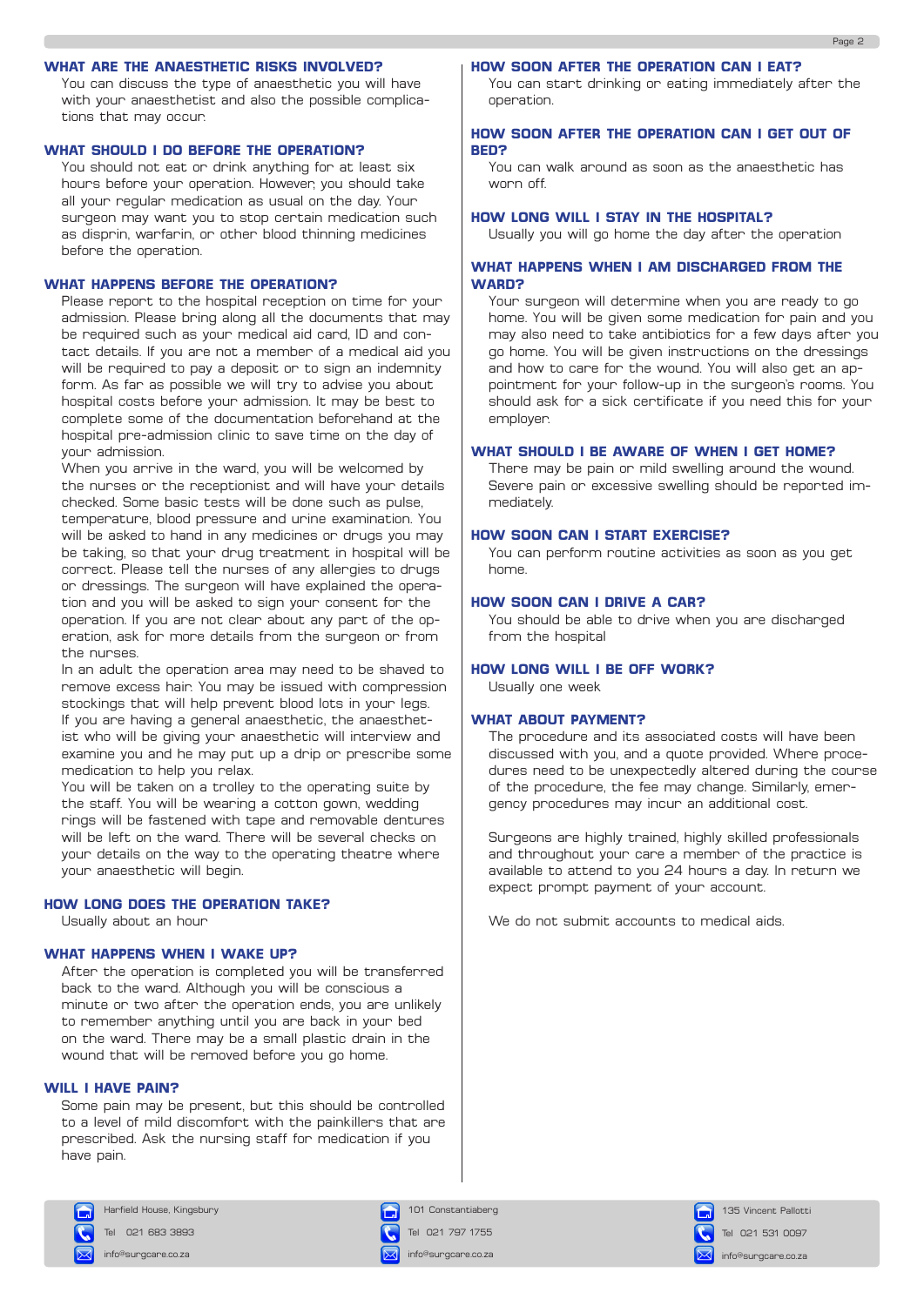## WHAT ARE THE ANAESTHETIC RISKS INVOLVED?

You can discuss the type of anaesthetic you will have with your anaesthetist and also the possible complications that may occur.

## WHAT SHOULD I DO BEFORE THE OPERATION?

You should not eat or drink anything for at least six hours before your operation. However, you should take all your regular medication as usual on the day. Your surgeon may want you to stop certain medication such as disprin, warfarin, or other blood thinning medicines before the operation.

## WHAT HAPPENS BEFORE THE OPERATION?

Please report to the hospital reception on time for your admission. Please bring along all the documents that may be required such as your medical aid card, ID and contact details. If you are not a member of a medical aid you will be required to pay a deposit or to sign an indemnity form. As far as possible we will try to advise you about hospital costs before your admission. It may be best to complete some of the documentation beforehand at the hospital pre-admission clinic to save time on the day of your admission.

When you arrive in the ward, you will be welcomed by the nurses or the receptionist and will have your details checked. Some basic tests will be done such as pulse, temperature, blood pressure and urine examination. You will be asked to hand in any medicines or drugs you may be taking, so that your drug treatment in hospital will be correct. Please tell the nurses of any allergies to drugs or dressings. The surgeon will have explained the operation and you will be asked to sign your consent for the operation. If you are not clear about any part of the operation, ask for more details from the surgeon or from the nurses.

In an adult the operation area may need to be shaved to remove excess hair. You may be issued with compression stockings that will help prevent blood lots in your legs.

If you are having a general anaesthetic, the anaesthetist who will be giving your anaesthetic will interview and examine you and he may put up a drip or prescribe some medication to help you relax.

You will be taken on a trolley to the operating suite by the staff. You will be wearing a cotton gown, wedding rings will be fastened with tape and removable dentures will be left on the ward. There will be several checks on your details on the way to the operating theatre where your anaesthetic will begin.

## HOW LONG DOES THE OPERATION TAKE?

Usually about an hour

## WHAT HAPPENS WHEN I WAKE UP?

After the operation is completed you will be transferred back to the ward. Although you will be conscious a minute or two after the operation ends, you are unlikely to remember anything until you are back in your bed on the ward. There may be a small plastic drain in the wound that will be removed before you go home.

## WILL I HAVE PAIN?

Some pain may be present, but this should be controlled to a level of mild discomfort with the painkillers that are prescribed. Ask the nursing staff for medication if you have pain.

## HOW SOON AFTER THE OPERATION CAN I EAT?

You can start drinking or eating immediately after the operation.

## HOW SOON AFTER THE OPERATION CAN I GET OUT OF BED?

You can walk around as soon as the anaesthetic has worn off.

## HOW LONG WILL I STAY IN THE HOSPITAL?

Usually you will go home the day after the operation

## WHAT HAPPENS WHEN I AM DISCHARGED FROM THE WARD?

Your surgeon will determine when you are ready to go home. You will be given some medication for pain and you may also need to take antibiotics for a few days after you go home. You will be given instructions on the dressings and how to care for the wound. You will also get an appointment for your follow-up in the surgeon's rooms. You should ask for a sick certificate if you need this for your employer.

## WHAT SHOULD I BE AWARE OF WHEN I GET HOME?

There may be pain or mild swelling around the wound. Severe pain or excessive swelling should be reported immediately.

## HOW SOON CAN I START EXERCISE?

You can perform routine activities as soon as you get home.

## HOW SOON CAN I DRIVE A CAR?

You should be able to drive when you are discharged from the hospital

## HOW LONG WILL I BE OFF WORK?

Usually one week

## WHAT ABOUT PAYMENT?

The procedure and its associated costs will have been discussed with you, and a quote provided. Where procedures need to be unexpectedly altered during the course of the procedure, the fee may change. Similarly, emergency procedures may incur an additional cost.

Surgeons are highly trained, highly skilled professionals and throughout your care a member of the practice is available to attend to you 24 hours a day. In return we expect prompt payment of your account.

We do not submit accounts to medical aids.

Harfield House, Kingsbury
Tel 021 683 3893
info@surgcare.co.za

101 Constantiaberg
Tel 021 797 1755
info@surgcare.co.za

135 Vincent Pallotti
Tel 021 531 0097
info@surgcare.co.za